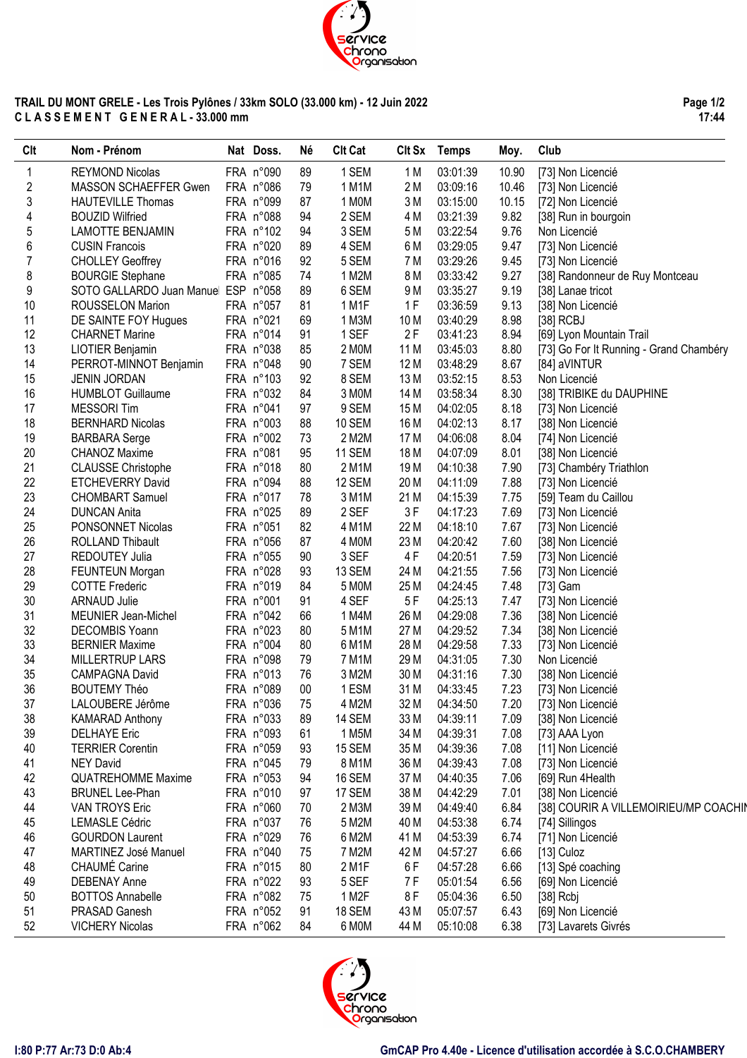**TRAIL DU MONT GRELE - Les Trois Pylônes / 33km SOLO (33.000 km) - 12 Juin 2022**

**C L A S S E M E N T   G E N E R A L - 33.000 mm**

| Clt | Nom - Prénom | Nat | Doss. | Né | Clt Cat | Clt Sx | Temps | Moy. | Club |
|---|---|---|---|---|---|---|---|---|---|
| 1 | REYMOND Nicolas | FRA | n°090 | 89 | 1 SEM | 1 M | 03:01:39 | 10.90 | [73] Non Licencié |
| 2 | MASSON SCHAEFFER Gwen | FRA | n°086 | 79 | 1 M1M | 2 M | 03:09:16 | 10.46 | [73] Non Licencié |
| 3 | HAUTEVILLE Thomas | FRA | n°099 | 87 | 1 M0M | 3 M | 03:15:00 | 10.15 | [72] Non Licencié |
| 4 | BOUZID Wilfried | FRA | n°088 | 94 | 2 SEM | 4 M | 03:21:39 | 9.82 | [38] Run in bourgoin |
| 5 | LAMOTTE BENJAMIN | FRA | n°102 | 94 | 3 SEM | 5 M | 03:22:54 | 9.76 | Non Licencié |
| 6 | CUSIN Francois | FRA | n°020 | 89 | 4 SEM | 6 M | 03:29:05 | 9.47 | [73] Non Licencié |
| 7 | CHOLLEY Geoffrey | FRA | n°016 | 92 | 5 SEM | 7 M | 03:29:26 | 9.45 | [73] Non Licencié |
| 8 | BOURGIE Stephane | FRA | n°085 | 74 | 1 M2M | 8 M | 03:33:42 | 9.27 | [38] Randonneur de Ruy Montceau |
| 9 | SOTO GALLARDO Juan Manuel | ESP | n°058 | 89 | 6 SEM | 9 M | 03:35:27 | 9.19 | [38] Lanae tricot |
| 10 | ROUSSELON Marion | FRA | n°057 | 81 | 1 M1F | 1 F | 03:36:59 | 9.13 | [38] Non Licencié |
| 11 | DE SAINTE FOY Hugues | FRA | n°021 | 69 | 1 M3M | 10 M | 03:40:29 | 8.98 | [38] RCBJ |
| 12 | CHARNET Marine | FRA | n°014 | 91 | 1 SEF | 2 F | 03:41:23 | 8.94 | [69] Lyon Mountain Trail |
| 13 | LIOTIER Benjamin | FRA | n°038 | 85 | 2 M0M | 11 M | 03:45:03 | 8.80 | [73] Go For It Running - Grand Chambéry |
| 14 | PERROT-MINNOT Benjamin | FRA | n°048 | 90 | 7 SEM | 12 M | 03:48:29 | 8.67 | [84] aVINTUR |
| 15 | JENIN JORDAN | FRA | n°103 | 92 | 8 SEM | 13 M | 03:52:15 | 8.53 | Non Licencié |
| 16 | HUMBLOT Guillaume | FRA | n°032 | 84 | 3 M0M | 14 M | 03:58:34 | 8.30 | [38] TRIBIKE du DAUPHINE |
| 17 | MESSORI Tim | FRA | n°041 | 97 | 9 SEM | 15 M | 04:02:05 | 8.18 | [73] Non Licencié |
| 18 | BERNHARD Nicolas | FRA | n°003 | 88 | 10 SEM | 16 M | 04:02:13 | 8.17 | [38] Non Licencié |
| 19 | BARBARA Serge | FRA | n°002 | 73 | 2 M2M | 17 M | 04:06:08 | 8.04 | [74] Non Licencié |
| 20 | CHANOZ Maxime | FRA | n°081 | 95 | 11 SEM | 18 M | 04:07:09 | 8.01 | [38] Non Licencié |
| 21 | CLAUSSE Christophe | FRA | n°018 | 80 | 2 M1M | 19 M | 04:10:38 | 7.90 | [73] Chambéry Triathlon |
| 22 | ETCHEVERRY David | FRA | n°094 | 88 | 12 SEM | 20 M | 04:11:09 | 7.88 | [73] Non Licencié |
| 23 | CHOMBART Samuel | FRA | n°017 | 78 | 3 M1M | 21 M | 04:15:39 | 7.75 | [59] Team du Caillou |
| 24 | DUNCAN Anita | FRA | n°025 | 89 | 2 SEF | 3 F | 04:17:23 | 7.69 | [73] Non Licencié |
| 25 | PONSONNET Nicolas | FRA | n°051 | 82 | 4 M1M | 22 M | 04:18:10 | 7.67 | [73] Non Licencié |
| 26 | ROLLAND Thibault | FRA | n°056 | 87 | 4 M0M | 23 M | 04:20:42 | 7.60 | [38] Non Licencié |
| 27 | REDOUTEY Julia | FRA | n°055 | 90 | 3 SEF | 4 F | 04:20:51 | 7.59 | [73] Non Licencié |
| 28 | FEUNTEUN Morgan | FRA | n°028 | 93 | 13 SEM | 24 M | 04:21:55 | 7.56 | [73] Non Licencié |
| 29 | COTTE Frederic | FRA | n°019 | 84 | 5 M0M | 25 M | 04:24:45 | 7.48 | [73] Gam |
| 30 | ARNAUD Julie | FRA | n°001 | 91 | 4 SEF | 5 F | 04:25:13 | 7.47 | [73] Non Licencié |
| 31 | MEUNIER Jean-Michel | FRA | n°042 | 66 | 1 M4M | 26 M | 04:29:08 | 7.36 | [38] Non Licencié |
| 32 | DECOMBIS Yoann | FRA | n°023 | 80 | 5 M1M | 27 M | 04:29:52 | 7.34 | [38] Non Licencié |
| 33 | BERNIER Maxime | FRA | n°004 | 80 | 6 M1M | 28 M | 04:29:58 | 7.33 | [73] Non Licencié |
| 34 | MILLERTRUP LARS | FRA | n°098 | 79 | 7 M1M | 29 M | 04:31:05 | 7.30 | Non Licencié |
| 35 | CAMPAGNA David | FRA | n°013 | 76 | 3 M2M | 30 M | 04:31:16 | 7.30 | [38] Non Licencié |
| 36 | BOUTEMY Théo | FRA | n°089 | 00 | 1 ESM | 31 M | 04:33:45 | 7.23 | [38] Non Licencié |
| 37 | LALOUBERE Jérôme | FRA | n°036 | 75 | 4 M2M | 32 M | 04:34:50 | 7.20 | [73] Non Licencié |
| 38 | KAMARAD Anthony | FRA | n°033 | 89 | 14 SEM | 33 M | 04:39:11 | 7.09 | [38] Non Licencié |
| 39 | DELHAYE Eric | FRA | n°093 | 61 | 1 M5M | 34 M | 04:39:31 | 7.08 | [73] AAA Lyon |
| 40 | TERRIER Corentin | FRA | n°059 | 93 | 15 SEM | 35 M | 04:39:36 | 7.08 | [11] Non Licencié |
| 41 | NEY David | FRA | n°045 | 79 | 8 M1M | 36 M | 04:39:43 | 7.08 | [73] Non Licencié |
| 42 | QUATREHOMME Maxime | FRA | n°053 | 94 | 16 SEM | 37 M | 04:40:35 | 7.06 | [69] Run 4Health |
| 43 | BRUNEL Lee-Phan | FRA | n°010 | 97 | 17 SEM | 38 M | 04:42:29 | 7.01 | [38] Non Licencié |
| 44 | VAN TROYS Eric | FRA | n°060 | 70 | 2 M3M | 39 M | 04:49:40 | 6.84 | [38] COURIR A VILLEMOIRIEU/MP COACHIN |
| 45 | LEMASLE Cédric | FRA | n°037 | 76 | 5 M2M | 40 M | 04:53:38 | 6.74 | [74] Sillingos |
| 46 | GOURDON Laurent | FRA | n°029 | 76 | 6 M2M | 41 M | 04:53:39 | 6.74 | [71] Non Licencié |
| 47 | MARTINEZ José Manuel | FRA | n°040 | 75 | 7 M2M | 42 M | 04:57:27 | 6.66 | [13] Culoz |
| 48 | CHAUMÉ Carine | FRA | n°015 | 80 | 2 M1F | 6 F | 04:57:28 | 6.66 | [13] Spé coaching |
| 49 | DEBENAY Anne | FRA | n°022 | 93 | 5 SEF | 7 F | 05:01:54 | 6.56 | [69] Non Licencié |
| 50 | BOTTOS Annabelle | FRA | n°082 | 75 | 1 M2F | 8 F | 05:04:36 | 6.50 | [38] Rcbj |
| 51 | PRASAD Ganesh | FRA | n°052 | 91 | 18 SEM | 43 M | 05:07:57 | 6.43 | [69] Non Licencié |
| 52 | VICHERY Nicolas | FRA | n°062 | 84 | 6 M0M | 44 M | 05:10:08 | 6.38 | [73] Lavarets Givrés |

I:80 P:77 Ar:73 D:0 Ab:4

GmCAP Pro 4.40e - Licence d'utilisation accordée à S.C.O.CHAMBERY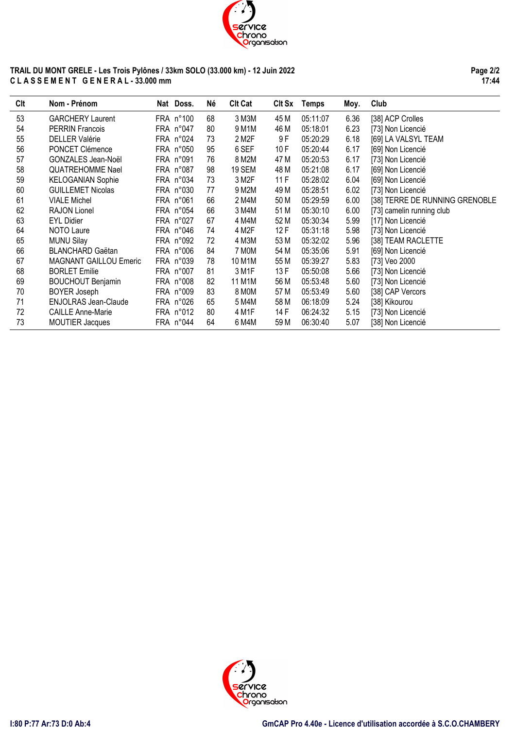**TRAIL DU MONT GRELE - Les Trois Pylônes / 33km SOLO (33.000 km) - 12 Juin 2022**
**C L A S S E M E N T   G E N E R A L - 33.000 mm**

| Clt | Nom - Prénom | Nat | Doss. | Né | Clt Cat | Clt Sx | Temps | Moy. | Club |
|---|---|---|---|---|---|---|---|---|---|
| 53 | GARCHERY Laurent | FRA | n°100 | 68 | 3 M3M | 45 M | 05:11:07 | 6.36 | [38] ACP Crolles |
| 54 | PERRIN Francois | FRA | n°047 | 80 | 9 M1M | 46 M | 05:18:01 | 6.23 | [73] Non Licencié |
| 55 | DELLER Valérie | FRA | n°024 | 73 | 2 M2F | 9 F | 05:20:29 | 6.18 | [69] LA VALSYL TEAM |
| 56 | PONCET Clémence | FRA | n°050 | 95 | 6 SEF | 10 F | 05:20:44 | 6.17 | [69] Non Licencié |
| 57 | GONZALES Jean-Noël | FRA | n°091 | 76 | 8 M2M | 47 M | 05:20:53 | 6.17 | [73] Non Licencié |
| 58 | QUATREHOMME Nael | FRA | n°087 | 98 | 19 SEM | 48 M | 05:21:08 | 6.17 | [69] Non Licencié |
| 59 | KELOGANIAN Sophie | FRA | n°034 | 73 | 3 M2F | 11 F | 05:28:02 | 6.04 | [69] Non Licencié |
| 60 | GUILLEMET Nicolas | FRA | n°030 | 77 | 9 M2M | 49 M | 05:28:51 | 6.02 | [73] Non Licencié |
| 61 | VIALE Michel | FRA | n°061 | 66 | 2 M4M | 50 M | 05:29:59 | 6.00 | [38] TERRE DE RUNNING GRENOBLE |
| 62 | RAJON Lionel | FRA | n°054 | 66 | 3 M4M | 51 M | 05:30:10 | 6.00 | [73] camelin running club |
| 63 | EYL Didier | FRA | n°027 | 67 | 4 M4M | 52 M | 05:30:34 | 5.99 | [17] Non Licencié |
| 64 | NOTO Laure | FRA | n°046 | 74 | 4 M2F | 12 F | 05:31:18 | 5.98 | [73] Non Licencié |
| 65 | MUNU Silay | FRA | n°092 | 72 | 4 M3M | 53 M | 05:32:02 | 5.96 | [38] TEAM RACLETTE |
| 66 | BLANCHARD Gaëtan | FRA | n°006 | 84 | 7 M0M | 54 M | 05:35:06 | 5.91 | [69] Non Licencié |
| 67 | MAGNANT GAILLOU Emeric | FRA | n°039 | 78 | 10 M1M | 55 M | 05:39:27 | 5.83 | [73] Veo 2000 |
| 68 | BORLET Emilie | FRA | n°007 | 81 | 3 M1F | 13 F | 05:50:08 | 5.66 | [73] Non Licencié |
| 69 | BOUCHOUT Benjamin | FRA | n°008 | 82 | 11 M1M | 56 M | 05:53:48 | 5.60 | [73] Non Licencié |
| 70 | BOYER Joseph | FRA | n°009 | 83 | 8 M0M | 57 M | 05:53:49 | 5.60 | [38] CAP Vercors |
| 71 | ENJOLRAS Jean-Claude | FRA | n°026 | 65 | 5 M4M | 58 M | 06:18:09 | 5.24 | [38] Kikourou |
| 72 | CAILLE Anne-Marie | FRA | n°012 | 80 | 4 M1F | 14 F | 06:24:32 | 5.15 | [73] Non Licencié |
| 73 | MOUTIER Jacques | FRA | n°044 | 64 | 6 M4M | 59 M | 06:30:40 | 5.07 | [38] Non Licencié |

I:80 P:77 Ar:73 D:0 Ab:4

GmCAP Pro 4.40e - Licence d'utilisation accordée à S.C.O.CHAMBERY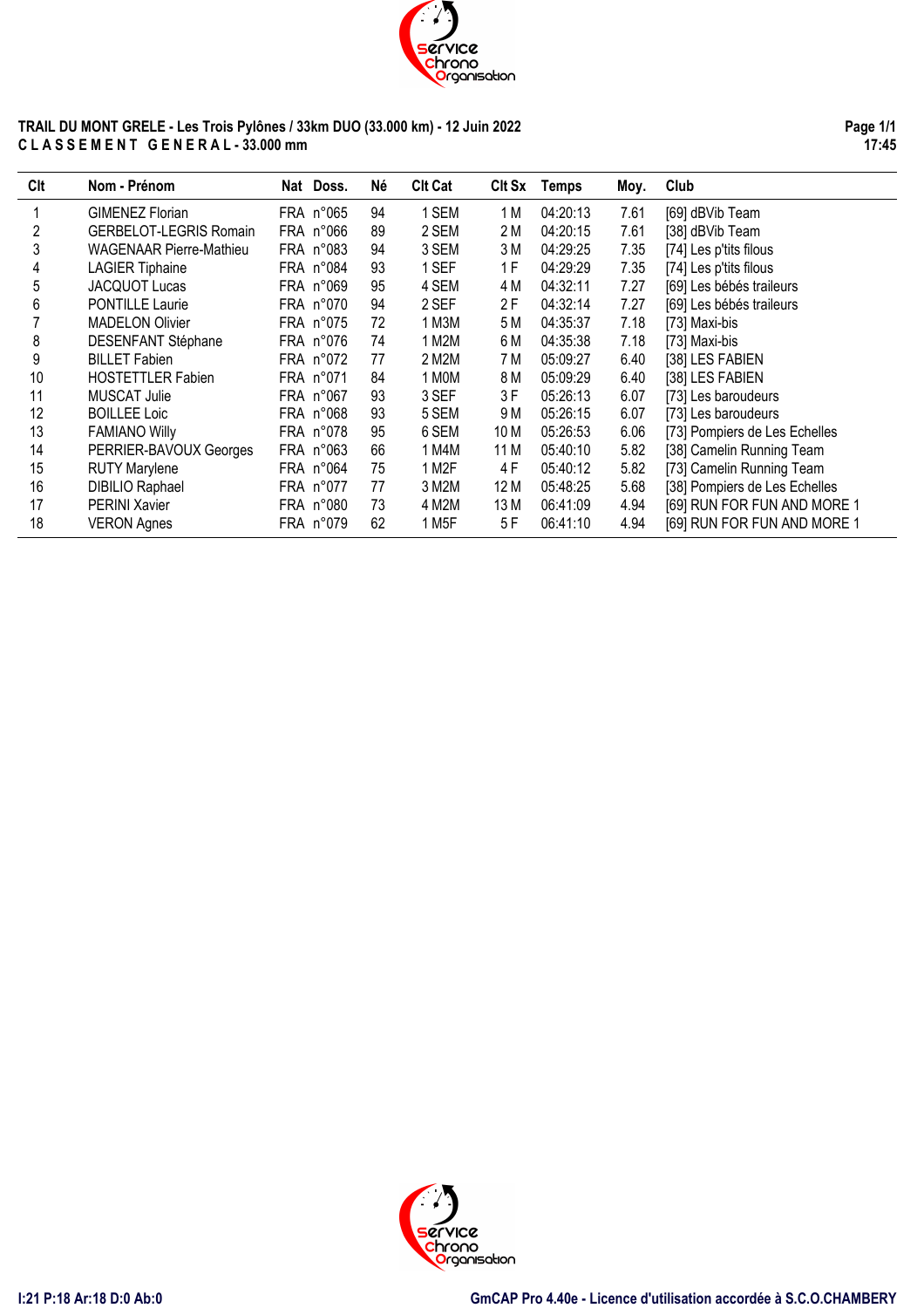**TRAIL DU MONT GRELE - Les Trois Pylônes / 33km DUO (33.000 km) - 12 Juin 2022**
**C L A S S E M E N T   G E N E R A L - 33.000 mm**

**Page 1/1**
**17:45**

| Clt | Nom - Prénom | Nat | Doss. | Né | Clt Cat | Clt Sx | Temps | Moy. | Club |
|---|---|---|---|---|---|---|---|---|---|
| 1 | GIMENEZ Florian | FRA | n°065 | 94 | 1 SEM | 1 M | 04:20:13 | 7.61 | [69] dBVib Team |
| 2 | GERBELOT-LEGRIS Romain | FRA | n°066 | 89 | 2 SEM | 2 M | 04:20:15 | 7.61 | [38] dBVib Team |
| 3 | WAGENAAR Pierre-Mathieu | FRA | n°083 | 94 | 3 SEM | 3 M | 04:29:25 | 7.35 | [74] Les p'tits filous |
| 4 | LAGIER Tiphaine | FRA | n°084 | 93 | 1 SEF | 1 F | 04:29:29 | 7.35 | [74] Les p'tits filous |
| 5 | JACQUOT Lucas | FRA | n°069 | 95 | 4 SEM | 4 M | 04:32:11 | 7.27 | [69] Les bébés traileurs |
| 6 | PONTILLE Laurie | FRA | n°070 | 94 | 2 SEF | 2 F | 04:32:14 | 7.27 | [69] Les bébés traileurs |
| 7 | MADELON Olivier | FRA | n°075 | 72 | 1 M3M | 5 M | 04:35:37 | 7.18 | [73] Maxi-bis |
| 8 | DESENFANT Stéphane | FRA | n°076 | 74 | 1 M2M | 6 M | 04:35:38 | 7.18 | [73] Maxi-bis |
| 9 | BILLET Fabien | FRA | n°072 | 77 | 2 M2M | 7 M | 05:09:27 | 6.40 | [38] LES FABIEN |
| 10 | HOSTETTLER Fabien | FRA | n°071 | 84 | 1 M0M | 8 M | 05:09:29 | 6.40 | [38] LES FABIEN |
| 11 | MUSCAT Julie | FRA | n°067 | 93 | 3 SEF | 3 F | 05:26:13 | 6.07 | [73] Les baroudeurs |
| 12 | BOILLEE Loic | FRA | n°068 | 93 | 5 SEM | 9 M | 05:26:15 | 6.07 | [73] Les baroudeurs |
| 13 | FAMIANO Willy | FRA | n°078 | 95 | 6 SEM | 10 M | 05:26:53 | 6.06 | [73] Pompiers de Les Echelles |
| 14 | PERRIER-BAVOUX Georges | FRA | n°063 | 66 | 1 M4M | 11 M | 05:40:10 | 5.82 | [38] Camelin Running Team |
| 15 | RUTY Marylene | FRA | n°064 | 75 | 1 M2F | 4 F | 05:40:12 | 5.82 | [73] Camelin Running Team |
| 16 | DIBILIO Raphael | FRA | n°077 | 77 | 3 M2M | 12 M | 05:48:25 | 5.68 | [38] Pompiers de Les Echelles |
| 17 | PERINI Xavier | FRA | n°080 | 73 | 4 M2M | 13 M | 06:41:09 | 4.94 | [69] RUN FOR FUN AND MORE 1 |
| 18 | VERON Agnes | FRA | n°079 | 62 | 1 M5F | 5 F | 06:41:10 | 4.94 | [69] RUN FOR FUN AND MORE 1 |

I:21 P:18 Ar:18 D:0 Ab:0

GmCAP Pro 4.40e - Licence d'utilisation accordée à S.C.O.CHAMBERY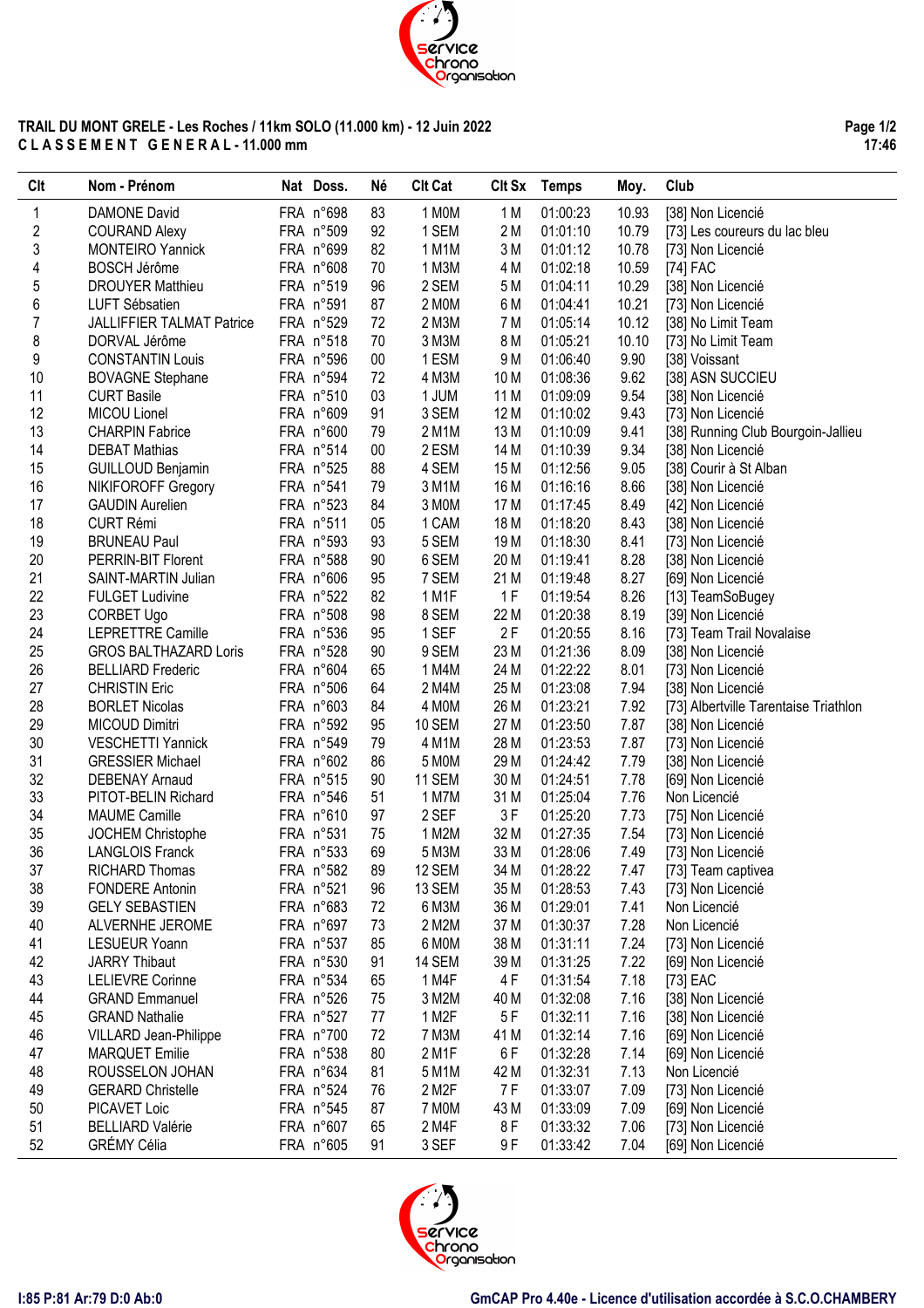**TRAIL DU MONT GRELE - Les Roches / 11km SOLO (11.000 km) - 12 Juin 2022**
**C L A S S E M E N T   G E N E R A L - 11.000 mm**

**Page 1/2**
**17:46**

| Clt | Nom - Prénom | Nat | Doss. | Né | Clt Cat | Clt Sx | Temps | Moy. | Club |
|---|---|---|---|---|---|---|---|---|---|
| 1 | DAMONE David | FRA | n°698 | 83 | 1 M0M | 1 M | 01:00:23 | 10.93 | [38] Non Licencié |
| 2 | COURAND Alexy | FRA | n°509 | 92 | 1 SEM | 2 M | 01:01:10 | 10.79 | [73] Les coureurs du lac bleu |
| 3 | MONTEIRO Yannick | FRA | n°699 | 82 | 1 M1M | 3 M | 01:01:12 | 10.78 | [73] Non Licencié |
| 4 | BOSCH Jérôme | FRA | n°608 | 70 | 1 M3M | 4 M | 01:02:18 | 10.59 | [74] FAC |
| 5 | DROUYER Matthieu | FRA | n°519 | 96 | 2 SEM | 5 M | 01:04:11 | 10.29 | [38] Non Licencié |
| 6 | LUFT Sébsatien | FRA | n°591 | 87 | 2 M0M | 6 M | 01:04:41 | 10.21 | [73] Non Licencié |
| 7 | JALLIFFIER TALMAT Patrice | FRA | n°529 | 72 | 2 M3M | 7 M | 01:05:14 | 10.12 | [38] No Limit Team |
| 8 | DORVAL Jérôme | FRA | n°518 | 70 | 3 M3M | 8 M | 01:05:21 | 10.10 | [73] No Limit Team |
| 9 | CONSTANTIN Louis | FRA | n°596 | 00 | 1 ESM | 9 M | 01:06:40 | 9.90 | [38] Voissant |
| 10 | BOVAGNE Stephane | FRA | n°594 | 72 | 4 M3M | 10 M | 01:08:36 | 9.62 | [38] ASN SUCCIEU |
| 11 | CURT Basile | FRA | n°510 | 03 | 1 JUM | 11 M | 01:09:09 | 9.54 | [38] Non Licencié |
| 12 | MICOU Lionel | FRA | n°609 | 91 | 3 SEM | 12 M | 01:10:02 | 9.43 | [73] Non Licencié |
| 13 | CHARPIN Fabrice | FRA | n°600 | 79 | 2 M1M | 13 M | 01:10:09 | 9.41 | [38] Running Club Bourgoin-Jallieu |
| 14 | DEBAT Mathias | FRA | n°514 | 00 | 2 ESM | 14 M | 01:10:39 | 9.34 | [38] Non Licencié |
| 15 | GUILLOUD Benjamin | FRA | n°525 | 88 | 4 SEM | 15 M | 01:12:56 | 9.05 | [38] Courir à St Alban |
| 16 | NIKIFOROFF Gregory | FRA | n°541 | 79 | 3 M1M | 16 M | 01:16:16 | 8.66 | [38] Non Licencié |
| 17 | GAUDIN Aurelien | FRA | n°523 | 84 | 3 M0M | 17 M | 01:17:45 | 8.49 | [42] Non Licencié |
| 18 | CURT Rémi | FRA | n°511 | 05 | 1 CAM | 18 M | 01:18:20 | 8.43 | [38] Non Licencié |
| 19 | BRUNEAU Paul | FRA | n°593 | 93 | 5 SEM | 19 M | 01:18:30 | 8.41 | [73] Non Licencié |
| 20 | PERRIN-BIT Florent | FRA | n°588 | 90 | 6 SEM | 20 M | 01:19:41 | 8.28 | [38] Non Licencié |
| 21 | SAINT-MARTIN Julian | FRA | n°606 | 95 | 7 SEM | 21 M | 01:19:48 | 8.27 | [69] Non Licencié |
| 22 | FULGET Ludivine | FRA | n°522 | 82 | 1 M1F | 1 F | 01:19:54 | 8.26 | [13] TeamSoBugey |
| 23 | CORBET Ugo | FRA | n°508 | 98 | 8 SEM | 22 M | 01:20:38 | 8.19 | [39] Non Licencié |
| 24 | LEPRETTRE Camille | FRA | n°536 | 95 | 1 SEF | 2 F | 01:20:55 | 8.16 | [73] Team Trail Novalaise |
| 25 | GROS BALTHAZARD Loris | FRA | n°528 | 90 | 9 SEM | 23 M | 01:21:36 | 8.09 | [38] Non Licencié |
| 26 | BELLIARD Frederic | FRA | n°604 | 65 | 1 M4M | 24 M | 01:22:22 | 8.01 | [73] Non Licencié |
| 27 | CHRISTIN Eric | FRA | n°506 | 64 | 2 M4M | 25 M | 01:23:08 | 7.94 | [38] Non Licencié |
| 28 | BORLET Nicolas | FRA | n°603 | 84 | 4 M0M | 26 M | 01:23:21 | 7.92 | [73] Albertville Tarentaise Triathlon |
| 29 | MICOUD Dimitri | FRA | n°592 | 95 | 10 SEM | 27 M | 01:23:50 | 7.87 | [38] Non Licencié |
| 30 | VESCHETTI Yannick | FRA | n°549 | 79 | 4 M1M | 28 M | 01:23:53 | 7.87 | [73] Non Licencié |
| 31 | GRESSIER Michael | FRA | n°602 | 86 | 5 M0M | 29 M | 01:24:42 | 7.79 | [38] Non Licencié |
| 32 | DEBENAY Arnaud | FRA | n°515 | 90 | 11 SEM | 30 M | 01:24:51 | 7.78 | [69] Non Licencié |
| 33 | PITOT-BELIN Richard | FRA | n°546 | 51 | 1 M7M | 31 M | 01:25:04 | 7.76 | Non Licencié |
| 34 | MAUME Camille | FRA | n°610 | 97 | 2 SEF | 3 F | 01:25:20 | 7.73 | [75] Non Licencié |
| 35 | JOCHEM Christophe | FRA | n°531 | 75 | 1 M2M | 32 M | 01:27:35 | 7.54 | [73] Non Licencié |
| 36 | LANGLOIS Franck | FRA | n°533 | 69 | 5 M3M | 33 M | 01:28:06 | 7.49 | [73] Non Licencié |
| 37 | RICHARD Thomas | FRA | n°582 | 89 | 12 SEM | 34 M | 01:28:22 | 7.47 | [73] Team captivea |
| 38 | FONDERE Antonin | FRA | n°521 | 96 | 13 SEM | 35 M | 01:28:53 | 7.43 | [73] Non Licencié |
| 39 | GELY SEBASTIEN | FRA | n°683 | 72 | 6 M3M | 36 M | 01:29:01 | 7.41 | Non Licencié |
| 40 | ALVERNHE JEROME | FRA | n°697 | 73 | 2 M2M | 37 M | 01:30:37 | 7.28 | Non Licencié |
| 41 | LESUEUR Yoann | FRA | n°537 | 85 | 6 M0M | 38 M | 01:31:11 | 7.24 | [73] Non Licencié |
| 42 | JARRY Thibaut | FRA | n°530 | 91 | 14 SEM | 39 M | 01:31:25 | 7.22 | [69] Non Licencié |
| 43 | LELIEVRE Corinne | FRA | n°534 | 65 | 1 M4F | 4 F | 01:31:54 | 7.18 | [73] EAC |
| 44 | GRAND Emmanuel | FRA | n°526 | 75 | 3 M2M | 40 M | 01:32:08 | 7.16 | [38] Non Licencié |
| 45 | GRAND Nathalie | FRA | n°527 | 77 | 1 M2F | 5 F | 01:32:11 | 7.16 | [38] Non Licencié |
| 46 | VILLARD Jean-Philippe | FRA | n°700 | 72 | 7 M3M | 41 M | 01:32:14 | 7.16 | [69] Non Licencié |
| 47 | MARQUET Emilie | FRA | n°538 | 80 | 2 M1F | 6 F | 01:32:28 | 7.14 | [69] Non Licencié |
| 48 | ROUSSELON JOHAN | FRA | n°634 | 81 | 5 M1M | 42 M | 01:32:31 | 7.13 | Non Licencié |
| 49 | GERARD Christelle | FRA | n°524 | 76 | 2 M2F | 7 F | 01:33:07 | 7.09 | [73] Non Licencié |
| 50 | PICAVET Loic | FRA | n°545 | 87 | 7 M0M | 43 M | 01:33:09 | 7.09 | [69] Non Licencié |
| 51 | BELLIARD Valérie | FRA | n°607 | 65 | 2 M4F | 8 F | 01:33:32 | 7.06 | [73] Non Licencié |
| 52 | GRÉMY Célia | FRA | n°605 | 91 | 3 SEF | 9 F | 01:33:42 | 7.04 | [69] Non Licencié |

I:85 P:81 Ar:79 D:0 Ab:0

GmCAP Pro 4.40e - Licence d'utilisation accordée à S.C.O.CHAMBERY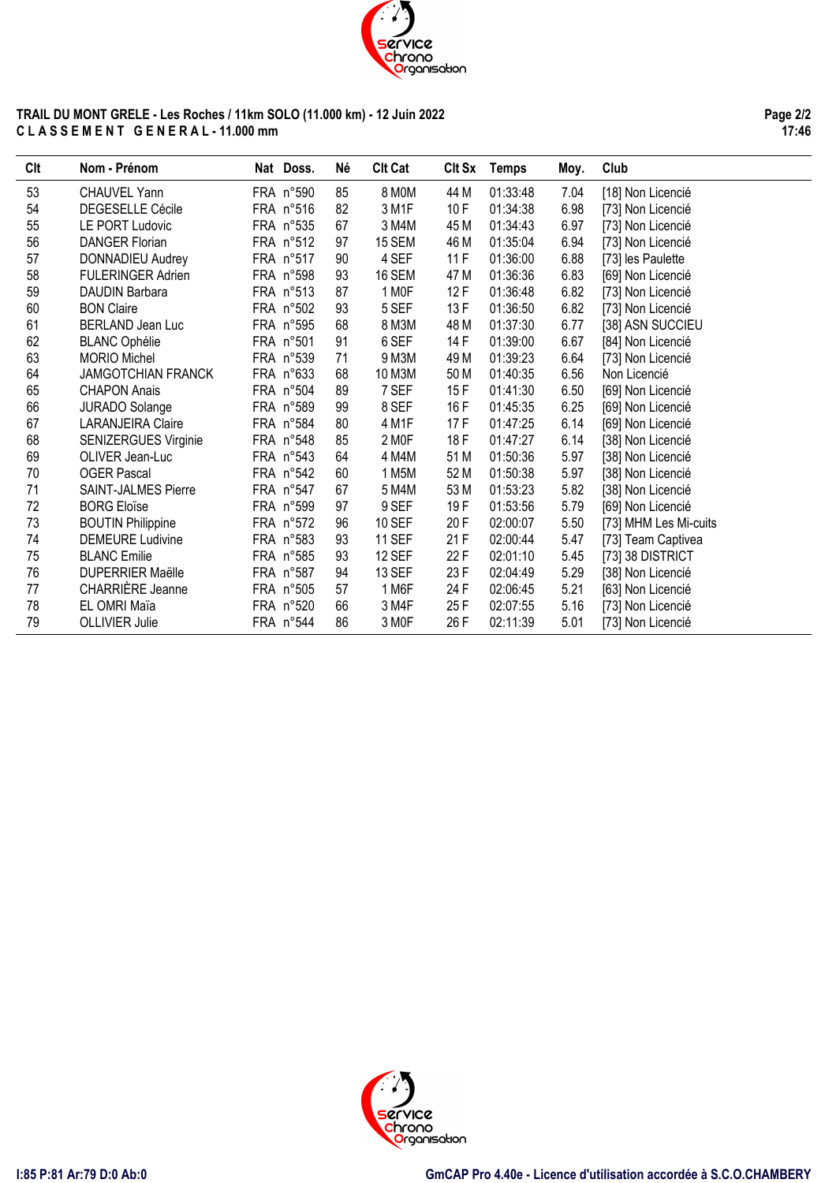**TRAIL DU MONT GRELE - Les Roches / 11km SOLO (11.000 km) - 12 Juin 2022**
**C L A S S E M E N T   G E N E R A L - 11.000 mm**

| Clt | Nom - Prénom | Nat | Doss. | Né | Clt Cat | Clt Sx | Temps | Moy. | Club |
|---|---|---|---|---|---|---|---|---|---|
| 53 | CHAUVEL Yann | FRA | n°590 | 85 | 8 M0M | 44 M | 01:33:48 | 7.04 | [18] Non Licencié |
| 54 | DEGESELLE Cécile | FRA | n°516 | 82 | 3 M1F | 10 F | 01:34:38 | 6.98 | [73] Non Licencié |
| 55 | LE PORT Ludovic | FRA | n°535 | 67 | 3 M4M | 45 M | 01:34:43 | 6.97 | [73] Non Licencié |
| 56 | DANGER Florian | FRA | n°512 | 97 | 15 SEM | 46 M | 01:35:04 | 6.94 | [73] Non Licencié |
| 57 | DONNADIEU Audrey | FRA | n°517 | 90 | 4 SEF | 11 F | 01:36:00 | 6.88 | [73] les Paulette |
| 58 | FULERINGER Adrien | FRA | n°598 | 93 | 16 SEM | 47 M | 01:36:36 | 6.83 | [69] Non Licencié |
| 59 | DAUDIN Barbara | FRA | n°513 | 87 | 1 M0F | 12 F | 01:36:48 | 6.82 | [73] Non Licencié |
| 60 | BON Claire | FRA | n°502 | 93 | 5 SEF | 13 F | 01:36:50 | 6.82 | [73] Non Licencié |
| 61 | BERLAND Jean Luc | FRA | n°595 | 68 | 8 M3M | 48 M | 01:37:30 | 6.77 | [38] ASN SUCCIEU |
| 62 | BLANC Ophélie | FRA | n°501 | 91 | 6 SEF | 14 F | 01:39:00 | 6.67 | [84] Non Licencié |
| 63 | MORIO Michel | FRA | n°539 | 71 | 9 M3M | 49 M | 01:39:23 | 6.64 | [73] Non Licencié |
| 64 | JAMGOTCHIAN FRANCK | FRA | n°633 | 68 | 10 M3M | 50 M | 01:40:35 | 6.56 | Non Licencié |
| 65 | CHAPON Anais | FRA | n°504 | 89 | 7 SEF | 15 F | 01:41:30 | 6.50 | [69] Non Licencié |
| 66 | JURADO Solange | FRA | n°589 | 99 | 8 SEF | 16 F | 01:45:35 | 6.25 | [69] Non Licencié |
| 67 | LARANJEIRA Claire | FRA | n°584 | 80 | 4 M1F | 17 F | 01:47:25 | 6.14 | [69] Non Licencié |
| 68 | SENIZERGUES Virginie | FRA | n°548 | 85 | 2 M0F | 18 F | 01:47:27 | 6.14 | [38] Non Licencié |
| 69 | OLIVER Jean-Luc | FRA | n°543 | 64 | 4 M4M | 51 M | 01:50:36 | 5.97 | [38] Non Licencié |
| 70 | OGER Pascal | FRA | n°542 | 60 | 1 M5M | 52 M | 01:50:38 | 5.97 | [38] Non Licencié |
| 71 | SAINT-JALMES Pierre | FRA | n°547 | 67 | 5 M4M | 53 M | 01:53:23 | 5.82 | [38] Non Licencié |
| 72 | BORG Eloïse | FRA | n°599 | 97 | 9 SEF | 19 F | 01:53:56 | 5.79 | [69] Non Licencié |
| 73 | BOUTIN Philippine | FRA | n°572 | 96 | 10 SEF | 20 F | 02:00:07 | 5.50 | [73] MHM Les Mi-cuits |
| 74 | DEMEURE Ludivine | FRA | n°583 | 93 | 11 SEF | 21 F | 02:00:44 | 5.47 | [73] Team Captivea |
| 75 | BLANC Emilie | FRA | n°585 | 93 | 12 SEF | 22 F | 02:01:10 | 5.45 | [73] 38 DISTRICT |
| 76 | DUPERRIER Maëlle | FRA | n°587 | 94 | 13 SEF | 23 F | 02:04:49 | 5.29 | [38] Non Licencié |
| 77 | CHARRIÈRE Jeanne | FRA | n°505 | 57 | 1 M6F | 24 F | 02:06:45 | 5.21 | [63] Non Licencié |
| 78 | EL OMRI Maïa | FRA | n°520 | 66 | 3 M4F | 25 F | 02:07:55 | 5.16 | [73] Non Licencié |
| 79 | OLLIVIER Julie | FRA | n°544 | 86 | 3 M0F | 26 F | 02:11:39 | 5.01 | [73] Non Licencié |

I:85 P:81 Ar:79 D:0 Ab:0

GmCAP Pro 4.40e - Licence d'utilisation accordée à S.C.O.CHAMBERY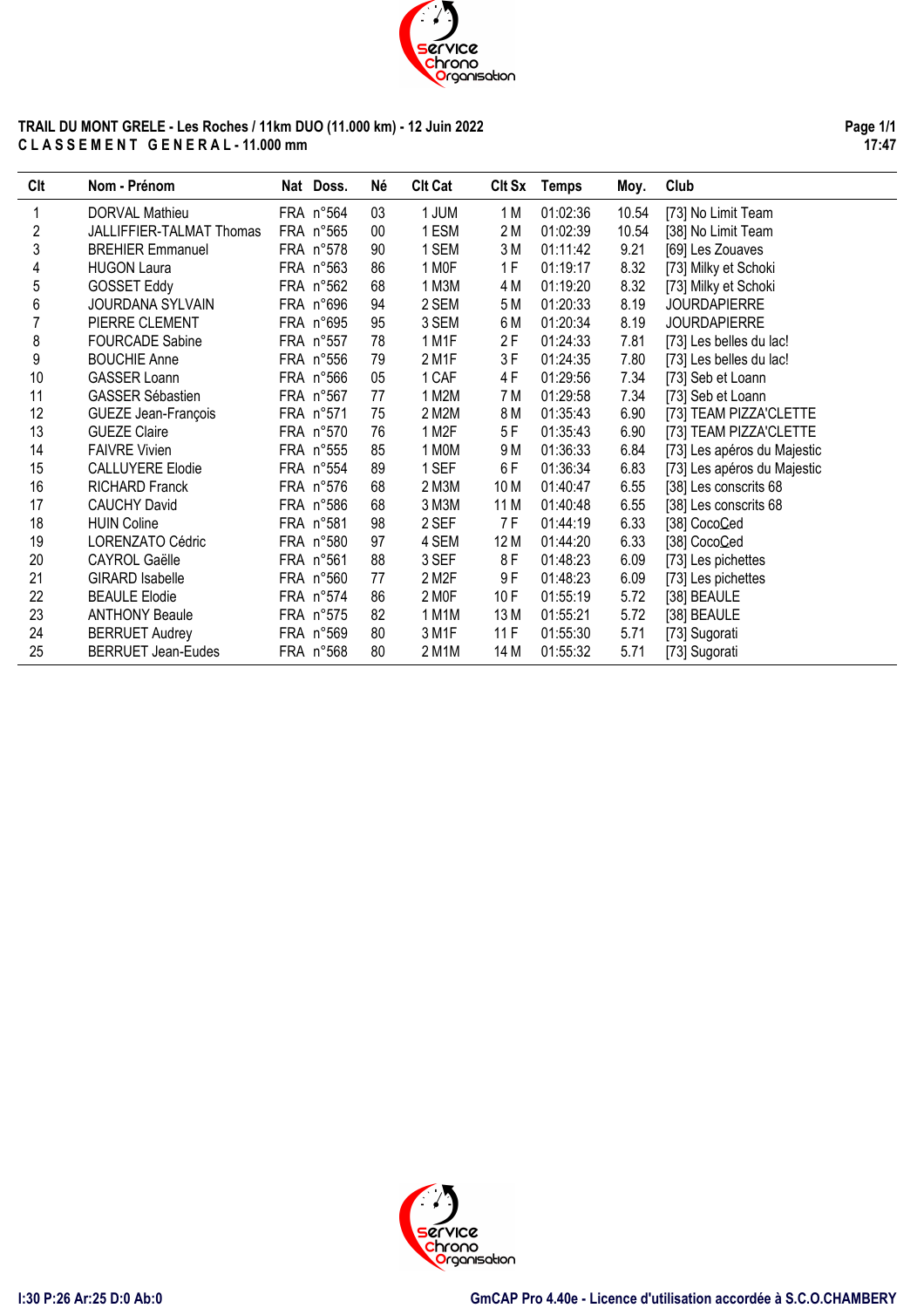**TRAIL DU MONT GRELE - Les Roches / 11km DUO (11.000 km) - 12 Juin 2022**
**C L A S S E M E N T   G E N E R A L - 11.000 mm**

**Page 1/1**
**17:47**

| Clt | Nom - Prénom | Nat | Doss. | Né | Clt Cat | Clt Sx | Temps | Moy. | Club |
|---|---|---|---|---|---|---|---|---|---|
| 1 | DORVAL Mathieu | FRA | n°564 | 03 | 1 JUM | 1 M | 01:02:36 | 10.54 | [73] No Limit Team |
| 2 | JALLIFFIER-TALMAT Thomas | FRA | n°565 | 00 | 1 ESM | 2 M | 01:02:39 | 10.54 | [38] No Limit Team |
| 3 | BREHIER Emmanuel | FRA | n°578 | 90 | 1 SEM | 3 M | 01:11:42 | 9.21 | [69] Les Zouaves |
| 4 | HUGON Laura | FRA | n°563 | 86 | 1 M0F | 1 F | 01:19:17 | 8.32 | [73] Milky et Schoki |
| 5 | GOSSET Eddy | FRA | n°562 | 68 | 1 M3M | 4 M | 01:19:20 | 8.32 | [73] Milky et Schoki |
| 6 | JOURDANA SYLVAIN | FRA | n°696 | 94 | 2 SEM | 5 M | 01:20:33 | 8.19 | JOURDAPIERRE |
| 7 | PIERRE CLEMENT | FRA | n°695 | 95 | 3 SEM | 6 M | 01:20:34 | 8.19 | JOURDAPIERRE |
| 8 | FOURCADE Sabine | FRA | n°557 | 78 | 1 M1F | 2 F | 01:24:33 | 7.81 | [73] Les belles du lac! |
| 9 | BOUCHIE Anne | FRA | n°556 | 79 | 2 M1F | 3 F | 01:24:35 | 7.80 | [73] Les belles du lac! |
| 10 | GASSER Loann | FRA | n°566 | 05 | 1 CAF | 4 F | 01:29:56 | 7.34 | [73] Seb et Loann |
| 11 | GASSER Sébastien | FRA | n°567 | 77 | 1 M2M | 7 M | 01:29:58 | 7.34 | [73] Seb et Loann |
| 12 | GUEZE Jean-François | FRA | n°571 | 75 | 2 M2M | 8 M | 01:35:43 | 6.90 | [73] TEAM PIZZA'CLETTE |
| 13 | GUEZE Claire | FRA | n°570 | 76 | 1 M2F | 5 F | 01:35:43 | 6.90 | [73] TEAM PIZZA'CLETTE |
| 14 | FAIVRE Vivien | FRA | n°555 | 85 | 1 M0M | 9 M | 01:36:33 | 6.84 | [73] Les apéros du Majestic |
| 15 | CALLUYERE Elodie | FRA | n°554 | 89 | 1 SEF | 6 F | 01:36:34 | 6.83 | [73] Les apéros du Majestic |
| 16 | RICHARD Franck | FRA | n°576 | 68 | 2 M3M | 10 M | 01:40:47 | 6.55 | [38] Les conscrits 68 |
| 17 | CAUCHY David | FRA | n°586 | 68 | 3 M3M | 11 M | 01:40:48 | 6.55 | [38] Les conscrits 68 |
| 18 | HUIN Coline | FRA | n°581 | 98 | 2 SEF | 7 F | 01:44:19 | 6.33 | [38] CocoCed |
| 19 | LORENZATO Cédric | FRA | n°580 | 97 | 4 SEM | 12 M | 01:44:20 | 6.33 | [38] CocoCed |
| 20 | CAYROL Gaëlle | FRA | n°561 | 88 | 3 SEF | 8 F | 01:48:23 | 6.09 | [73] Les pichettes |
| 21 | GIRARD Isabelle | FRA | n°560 | 77 | 2 M2F | 9 F | 01:48:23 | 6.09 | [73] Les pichettes |
| 22 | BEAULE Elodie | FRA | n°574 | 86 | 2 M0F | 10 F | 01:55:19 | 5.72 | [38] BEAULE |
| 23 | ANTHONY Beaule | FRA | n°575 | 82 | 1 M1M | 13 M | 01:55:21 | 5.72 | [38] BEAULE |
| 24 | BERRUET Audrey | FRA | n°569 | 80 | 3 M1F | 11 F | 01:55:30 | 5.71 | [73] Sugorati |
| 25 | BERRUET Jean-Eudes | FRA | n°568 | 80 | 2 M1M | 14 M | 01:55:32 | 5.71 | [73] Sugorati |

**I:30 P:26 Ar:25 D:0 Ab:0**

**GmCAP Pro 4.40e - Licence d'utilisation accordée à S.C.O.CHAMBERY**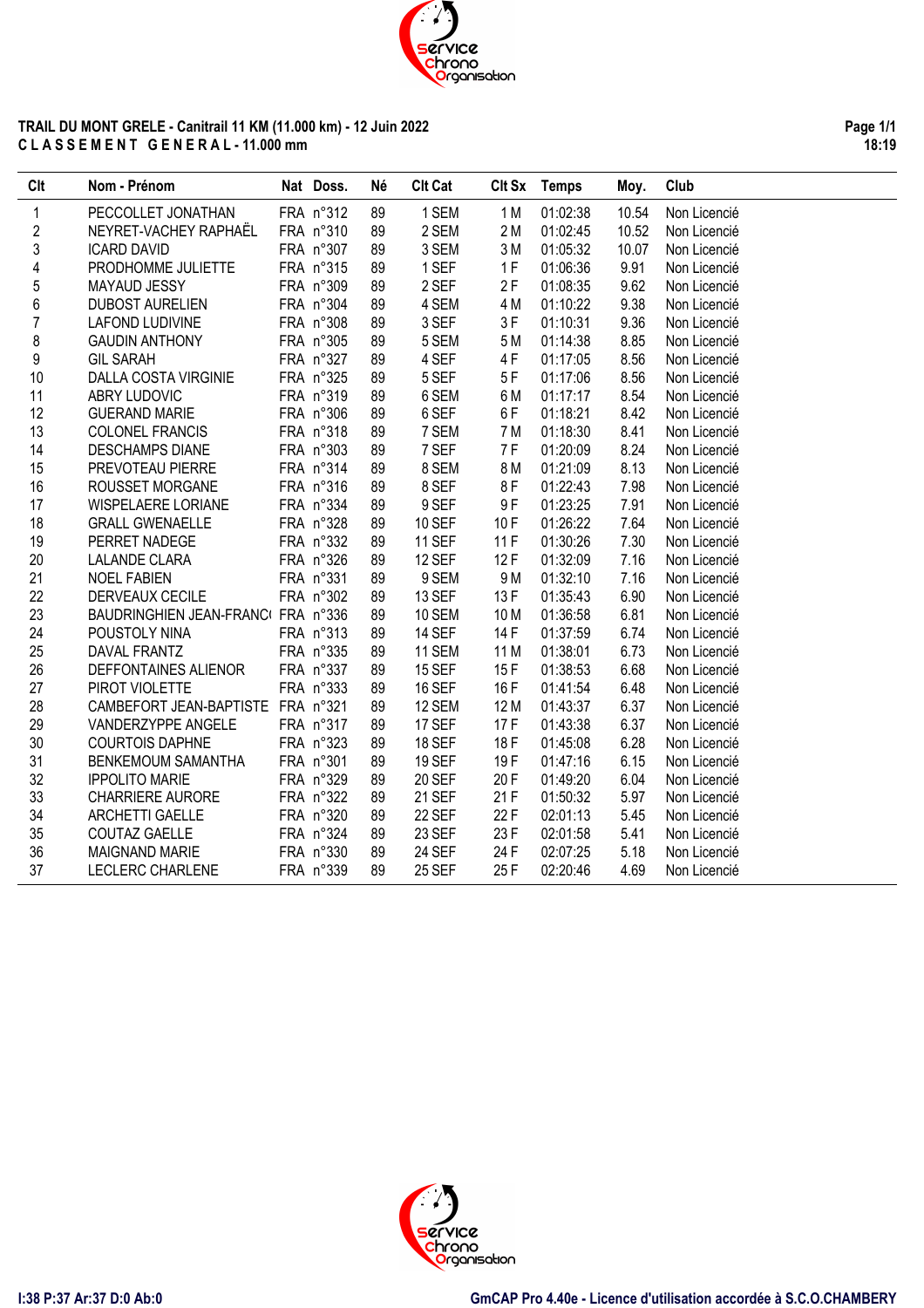**TRAIL DU MONT GRELE - Canitrail 11 KM (11.000 km) - 12 Juin 2022**
**C L A S S E M E N T   G E N E R A L - 11.000 mm**

| Clt | Nom - Prénom | Nat | Doss. | Né | Clt Cat | Clt Sx | Temps | Moy. | Club |
|---|---|---|---|---|---|---|---|---|---|
| 1 | PECCOLLET JONATHAN | FRA | n°312 | 89 | 1 SEM | 1 M | 01:02:38 | 10.54 | Non Licencié |
| 2 | NEYRET-VACHEY RAPHAËL | FRA | n°310 | 89 | 2 SEM | 2 M | 01:02:45 | 10.52 | Non Licencié |
| 3 | ICARD DAVID | FRA | n°307 | 89 | 3 SEM | 3 M | 01:05:32 | 10.07 | Non Licencié |
| 4 | PRODHOMME JULIETTE | FRA | n°315 | 89 | 1 SEF | 1 F | 01:06:36 | 9.91 | Non Licencié |
| 5 | MAYAUD JESSY | FRA | n°309 | 89 | 2 SEF | 2 F | 01:08:35 | 9.62 | Non Licencié |
| 6 | DUBOST AURELIEN | FRA | n°304 | 89 | 4 SEM | 4 M | 01:10:22 | 9.38 | Non Licencié |
| 7 | LAFOND LUDIVINE | FRA | n°308 | 89 | 3 SEF | 3 F | 01:10:31 | 9.36 | Non Licencié |
| 8 | GAUDIN ANTHONY | FRA | n°305 | 89 | 5 SEM | 5 M | 01:14:38 | 8.85 | Non Licencié |
| 9 | GIL SARAH | FRA | n°327 | 89 | 4 SEF | 4 F | 01:17:05 | 8.56 | Non Licencié |
| 10 | DALLA COSTA VIRGINIE | FRA | n°325 | 89 | 5 SEF | 5 F | 01:17:06 | 8.56 | Non Licencié |
| 11 | ABRY LUDOVIC | FRA | n°319 | 89 | 6 SEM | 6 M | 01:17:17 | 8.54 | Non Licencié |
| 12 | GUERAND MARIE | FRA | n°306 | 89 | 6 SEF | 6 F | 01:18:21 | 8.42 | Non Licencié |
| 13 | COLONEL FRANCIS | FRA | n°318 | 89 | 7 SEM | 7 M | 01:18:30 | 8.41 | Non Licencié |
| 14 | DESCHAMPS DIANE | FRA | n°303 | 89 | 7 SEF | 7 F | 01:20:09 | 8.24 | Non Licencié |
| 15 | PREVOTEAU PIERRE | FRA | n°314 | 89 | 8 SEM | 8 M | 01:21:09 | 8.13 | Non Licencié |
| 16 | ROUSSET MORGANE | FRA | n°316 | 89 | 8 SEF | 8 F | 01:22:43 | 7.98 | Non Licencié |
| 17 | WISPELAERE LORIANE | FRA | n°334 | 89 | 9 SEF | 9 F | 01:23:25 | 7.91 | Non Licencié |
| 18 | GRALL GWENAELLE | FRA | n°328 | 89 | 10 SEF | 10 F | 01:26:22 | 7.64 | Non Licencié |
| 19 | PERRET NADEGE | FRA | n°332 | 89 | 11 SEF | 11 F | 01:30:26 | 7.30 | Non Licencié |
| 20 | LALANDE CLARA | FRA | n°326 | 89 | 12 SEF | 12 F | 01:32:09 | 7.16 | Non Licencié |
| 21 | NOEL FABIEN | FRA | n°331 | 89 | 9 SEM | 9 M | 01:32:10 | 7.16 | Non Licencié |
| 22 | DERVEAUX CECILE | FRA | n°302 | 89 | 13 SEF | 13 F | 01:35:43 | 6.90 | Non Licencié |
| 23 | BAUDRINGHIEN JEAN-FRANC( | FRA | n°336 | 89 | 10 SEM | 10 M | 01:36:58 | 6.81 | Non Licencié |
| 24 | POUSTOLY NINA | FRA | n°313 | 89 | 14 SEF | 14 F | 01:37:59 | 6.74 | Non Licencié |
| 25 | DAVAL FRANTZ | FRA | n°335 | 89 | 11 SEM | 11 M | 01:38:01 | 6.73 | Non Licencié |
| 26 | DEFFONTAINES ALIENOR | FRA | n°337 | 89 | 15 SEF | 15 F | 01:38:53 | 6.68 | Non Licencié |
| 27 | PIROT VIOLETTE | FRA | n°333 | 89 | 16 SEF | 16 F | 01:41:54 | 6.48 | Non Licencié |
| 28 | CAMBEFORT JEAN-BAPTISTE | FRA | n°321 | 89 | 12 SEM | 12 M | 01:43:37 | 6.37 | Non Licencié |
| 29 | VANDERZYPPE ANGELE | FRA | n°317 | 89 | 17 SEF | 17 F | 01:43:38 | 6.37 | Non Licencié |
| 30 | COURTOIS DAPHNE | FRA | n°323 | 89 | 18 SEF | 18 F | 01:45:08 | 6.28 | Non Licencié |
| 31 | BENKEMOUM SAMANTHA | FRA | n°301 | 89 | 19 SEF | 19 F | 01:47:16 | 6.15 | Non Licencié |
| 32 | IPPOLITO MARIE | FRA | n°329 | 89 | 20 SEF | 20 F | 01:49:20 | 6.04 | Non Licencié |
| 33 | CHARRIERE AURORE | FRA | n°322 | 89 | 21 SEF | 21 F | 01:50:32 | 5.97 | Non Licencié |
| 34 | ARCHETTI GAELLE | FRA | n°320 | 89 | 22 SEF | 22 F | 02:01:13 | 5.45 | Non Licencié |
| 35 | COUTAZ GAELLE | FRA | n°324 | 89 | 23 SEF | 23 F | 02:01:58 | 5.41 | Non Licencié |
| 36 | MAIGNAND MARIE | FRA | n°330 | 89 | 24 SEF | 24 F | 02:07:25 | 5.18 | Non Licencié |
| 37 | LECLERC CHARLENE | FRA | n°339 | 89 | 25 SEF | 25 F | 02:20:46 | 4.69 | Non Licencié |

I:38 P:37 Ar:37 D:0 Ab:0

GmCAP Pro 4.40e - Licence d'utilisation accordée à S.C.O.CHAMBERY